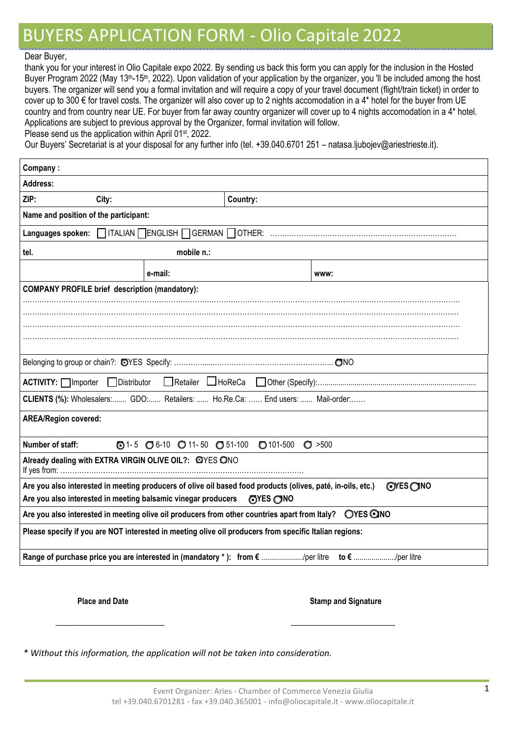# BUYERS APPLICATION FORM - Olio Capitale 2022

Dear Buyer,

thank you for your interest in Olio Capitale expo 2022. By sending us back this form you can apply for the inclusion in the Hosted Buyer Program 2022 (May 13th-15th, 2022). Upon validation of your application by the organizer, you 'll be included among the host buyers. The organizer will send you a formal invitation and will require a copy of your travel document (flight/train ticket) in order to cover up to 300 € for travel costs. The organizer will also cover up to 2 nights accomodation in a 4* hotel for the buyer from UE country and from country near UE. For buyer from far away country organizer will cover up to 4 nights accomodation in a 4* hotel. Applications are subject to previous approval by the Organizer, formal invitation will follow.

Please send us the application within April 01st, 2022.

Our Buyers' Secretariat is at your disposal for any further info (tel. +39.040.6701 251 – natasa.ljubojev@ariestrieste.it).

**Company :**

**Address:**

**ZIP:** **City:** **Country:**

**Name and position of the participant:**

**Languages spoken:** ☐ ITALIAN ☐ ENGLISH ☐ GERMAN ☐ OTHER: ……………………………………………………………………

**tel.** **mobile n.:**

**e-mail:** **www:**

**COMPANY PROFILE brief description (mandatory):**

…………………………………………………………………………………………………………………………………………………………

…………………………………………………………………………………………………………………………………………………………

…………………………………………………………………………………………………………………………………………………………

…………………………………………………………………………………………………………………………………………………………

Belonging to group or chain?: ◯ YES Specify: ……………………………………………………………… ◯ NO

**ACTIVITY:** ☐ Importer ☐ Distributor ☐ Retailer ☐ HoReCa ☐ Other (Specify):…………………………………………………………………

**CLIENTS (%):** Wholesalers:…….. GDO:…… Retailers: …… Ho.Re.Ca: …… End users: …… Mail-order:……

**AREA/Region covered:**

**Number of staff:** ◯ 1- 5 ◯ 6-10 ◯ 11- 50 ◯ 51-100 ◯ 101-500 ◯ >500

**Already dealing with EXTRA VIRGIN OLIVE OIL?:** ◯ YES ◯ NO

If yes from: ……………………………………………………………………………………………

**Are you also interested in meeting producers of olive oil based food products (olives, paté, in-oils, etc.)** ◯ **YES** ◯ **NO**

**Are you also interested in meeting balsamic vinegar producers** ◯ **YES** ◯ **NO**

**Are you also interested in meeting olive oil producers from other countries apart from Italy?** ◯ **YES** ◯ **NO**

**Please specify if you are NOT interested in meeting olive oil producers from specific Italian regions:**

**Range of purchase price you are interested in (mandatory * ): from €** …………………/per litre **to €** …………………/per litre

**Place and Date** **Stamp and Signature**

\_\_\_\_\_\_\_\_\_\_\_\_\_\_\_\_\_\_\_\_\_\_\_\_ \_\_\_\_\_\_\_\_\_\_\_\_\_\_\_\_\_\_\_\_\_\_\_\_

*\* Without this information, the application will not be taken into consideration.*

Event Organizer: Aries - Chamber of Commerce Venezia Giulia
tel +39.040.6701281 - fax +39.040.365001 - info@oliocapitale.it - www.oliocapitale.it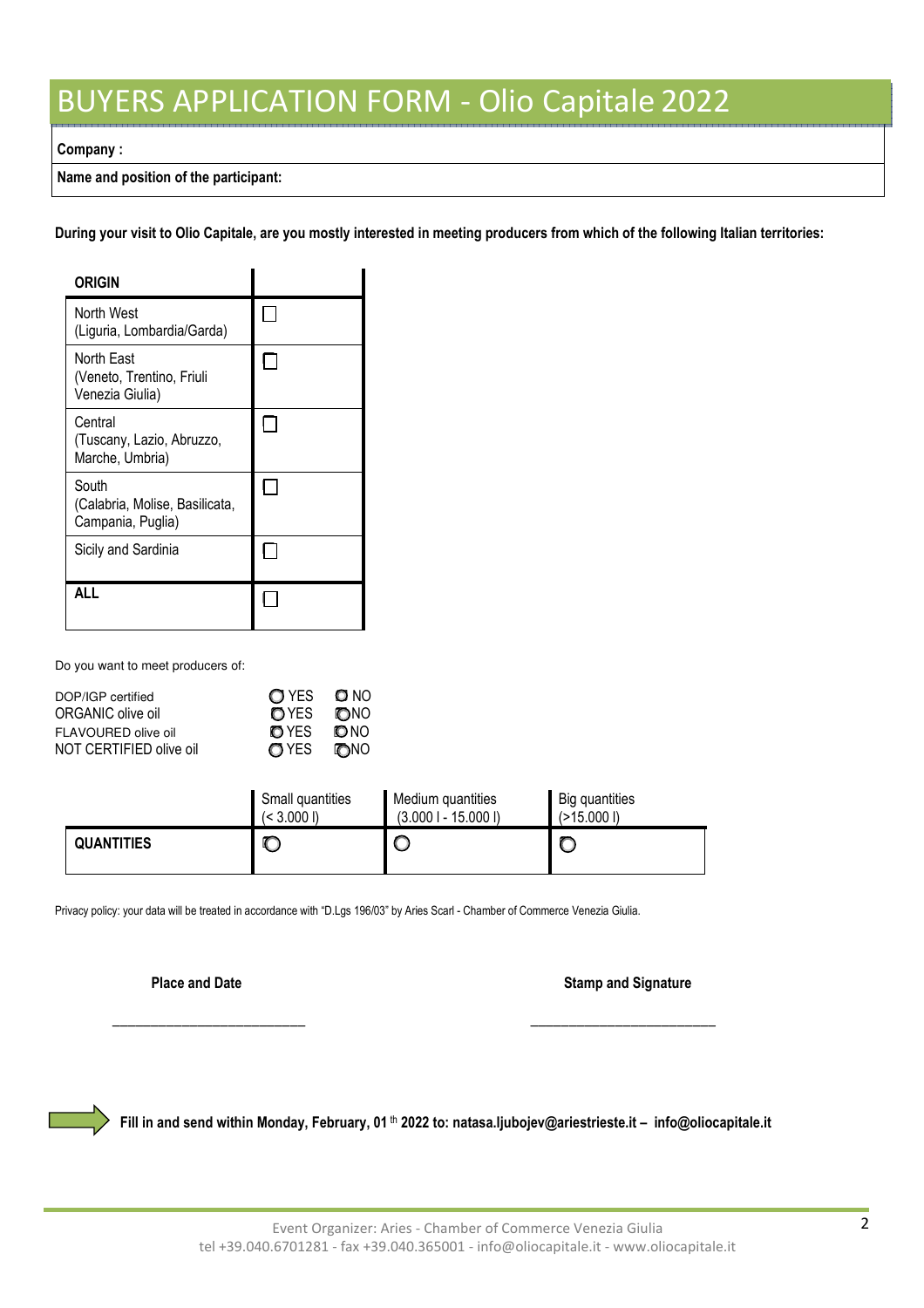# BUYERS APPLICATION FORM - Olio Capitale 2022

**Company :**

**Name and position of the participant:**

**During your visit to Olio Capitale, are you mostly interested in meeting producers from which of the following Italian territories:**

| ORIGIN | |
|---|---|
| North West (Liguria, Lombardia/Garda) | ☐ |
| North East (Veneto, Trentino, Friuli Venezia Giulia) | ☐ |
| Central (Tuscany, Lazio, Abruzzo, Marche, Umbria) | ☐ |
| South (Calabria, Molise, Basilicata, Campania, Puglia) | ☐ |
| Sicily and Sardinia | ☐ |
| **ALL** | ☐ |

Do you want to meet producers of:

| | | |
|---|---|---|
| DOP/IGP certified | ○ YES | ○ NO |
| ORGANIC olive oil | ○ YES | ○ NO |
| FLAVOURED olive oil | ○ YES | ○ NO |
| NOT CERTIFIED olive oil | ○ YES | ○ NO |

| | Small quantities (< 3.000 l) | Medium quantities (3.000 l - 15.000 l) | Big quantities (>15.000 l) |
|---|---|---|---|
| **QUANTITIES** | ○ | ○ | ○ |

Privacy policy: your data will be treated in accordance with "D.Lgs 196/03" by Aries Scarl - Chamber of Commerce Venezia Giulia.

**Place and Date** ___________________________

**Stamp and Signature** ___________________________

**Fill in and send within Monday, February, 01 th 2022 to: natasa.ljubojev@ariestrieste.it – info@oliocapitale.it**

Event Organizer: Aries - Chamber of Commerce Venezia Giulia
tel +39.040.6701281 - fax +39.040.365001 - info@oliocapitale.it - www.oliocapitale.it